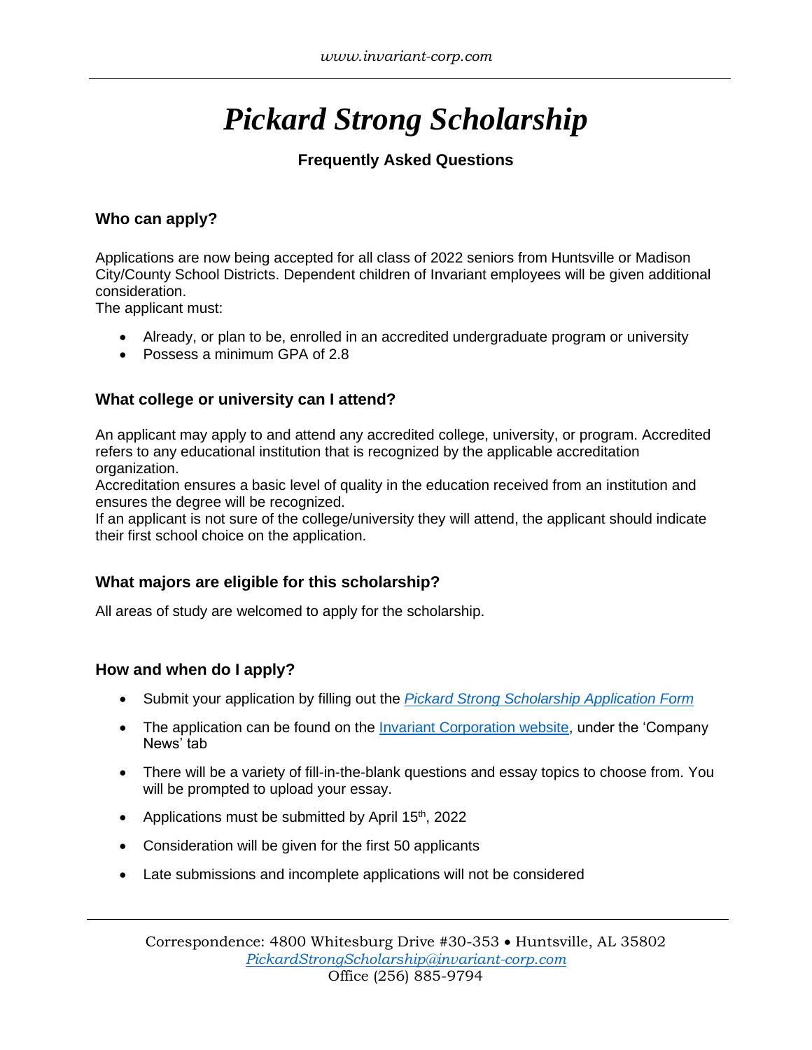# *Pickard Strong Scholarship*

## Frequently Asked Questions

### Who can apply?

Applications are now being accepted for all class of 2022 seniors from Huntsville or Madison City/County School Districts. Dependent children of Invariant employees will be given additional consideration.
The applicant must:

- Already, or plan to be, enrolled in an accredited undergraduate program or university
- Possess a minimum GPA of 2.8

### What college or university can I attend?

An applicant may apply to and attend any accredited college, university, or program. Accredited refers to any educational institution that is recognized by the applicable accreditation organization.
Accreditation ensures a basic level of quality in the education received from an institution and ensures the degree will be recognized.
If an applicant is not sure of the college/university they will attend, the applicant should indicate their first school choice on the application.

### What majors are eligible for this scholarship?

All areas of study are welcomed to apply for the scholarship.

### How and when do I apply?

- Submit your application by filling out the *Pickard Strong Scholarship Application Form*
- The application can be found on the Invariant Corporation website, under the 'Company News' tab
- There will be a variety of fill-in-the-blank questions and essay topics to choose from. You will be prompted to upload your essay.
- Applications must be submitted by April 15th, 2022
- Consideration will be given for the first 50 applicants
- Late submissions and incomplete applications will not be considered

Correspondence: 4800 Whitesburg Drive #30-353 • Huntsville, AL 35802
*PickardStrongScholarship@invariant-corp.com*
Office (256) 885-9794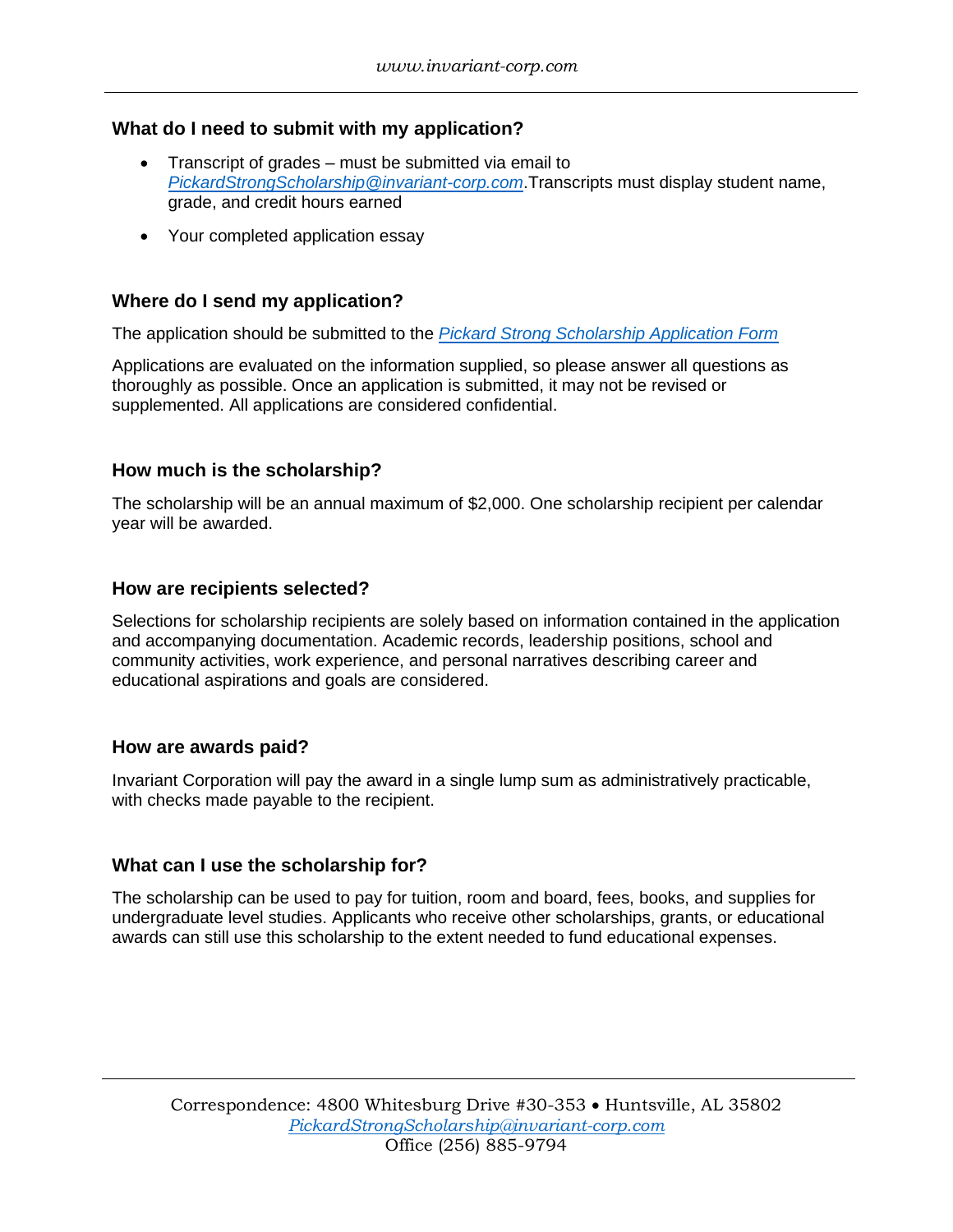### What do I need to submit with my application?

- Transcript of grades – must be submitted via email to *PickardStrongScholarship@invariant-corp.com*.Transcripts must display student name, grade, and credit hours earned
- Your completed application essay

### Where do I send my application?

The application should be submitted to the *Pickard Strong Scholarship Application Form*

Applications are evaluated on the information supplied, so please answer all questions as thoroughly as possible. Once an application is submitted, it may not be revised or supplemented. All applications are considered confidential.

### How much is the scholarship?

The scholarship will be an annual maximum of $2,000. One scholarship recipient per calendar year will be awarded.

### How are recipients selected?

Selections for scholarship recipients are solely based on information contained in the application and accompanying documentation. Academic records, leadership positions, school and community activities, work experience, and personal narratives describing career and educational aspirations and goals are considered.

### How are awards paid?

Invariant Corporation will pay the award in a single lump sum as administratively practicable, with checks made payable to the recipient.

### What can I use the scholarship for?

The scholarship can be used to pay for tuition, room and board, fees, books, and supplies for undergraduate level studies. Applicants who receive other scholarships, grants, or educational awards can still use this scholarship to the extent needed to fund educational expenses.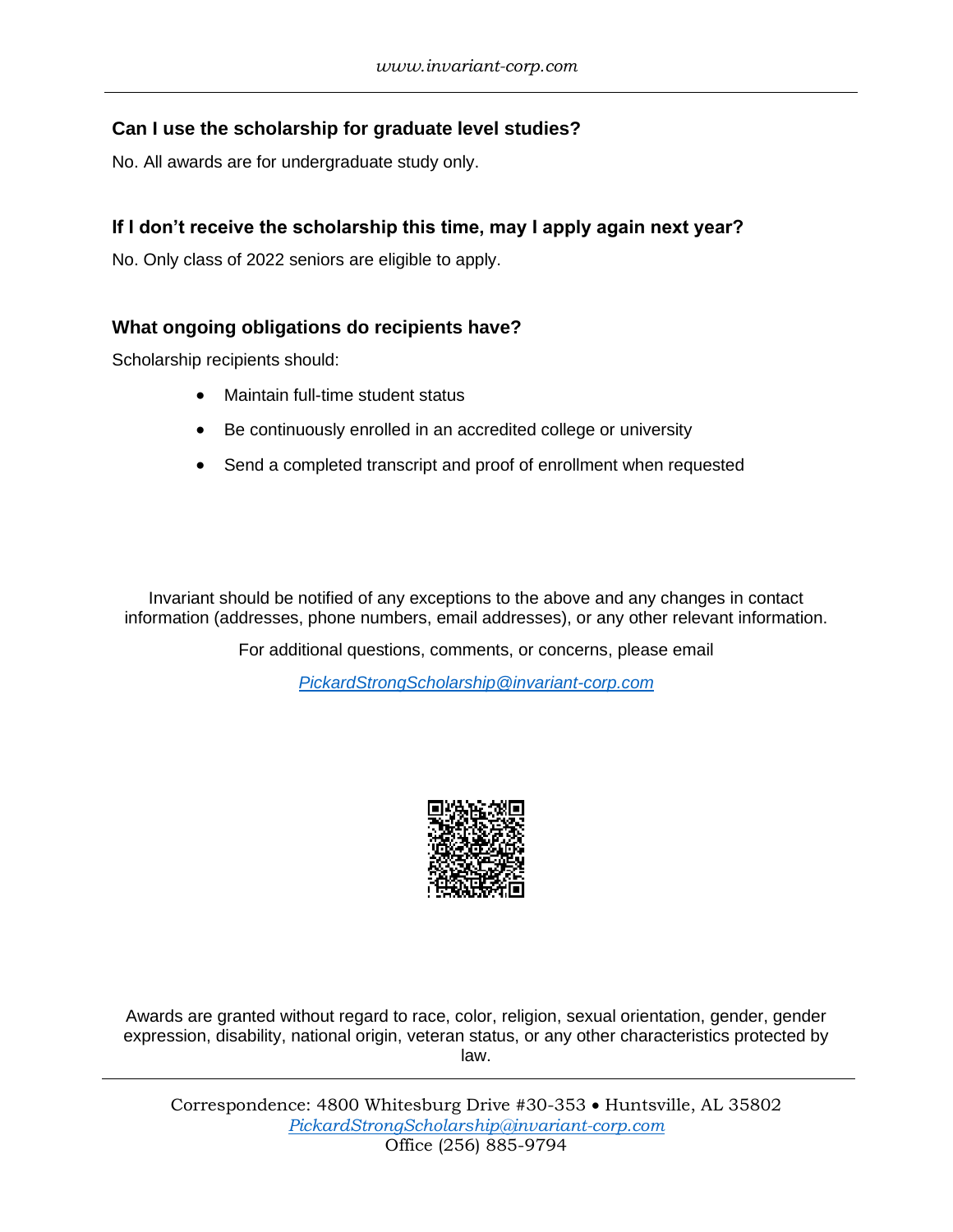### Can I use the scholarship for graduate level studies?

No. All awards are for undergraduate study only.

### If I don't receive the scholarship this time, may I apply again next year?

No. Only class of 2022 seniors are eligible to apply.

### What ongoing obligations do recipients have?

Scholarship recipients should:

- Maintain full-time student status
- Be continuously enrolled in an accredited college or university
- Send a completed transcript and proof of enrollment when requested

Invariant should be notified of any exceptions to the above and any changes in contact information (addresses, phone numbers, email addresses), or any other relevant information.

For additional questions, comments, or concerns, please email

*PickardStrongScholarship@invariant-corp.com*

Awards are granted without regard to race, color, religion, sexual orientation, gender, gender expression, disability, national origin, veteran status, or any other characteristics protected by law.

Correspondence: 4800 Whitesburg Drive #30-353 • Huntsville, AL 35802
*PickardStrongScholarship@invariant-corp.com*
Office (256) 885-9794